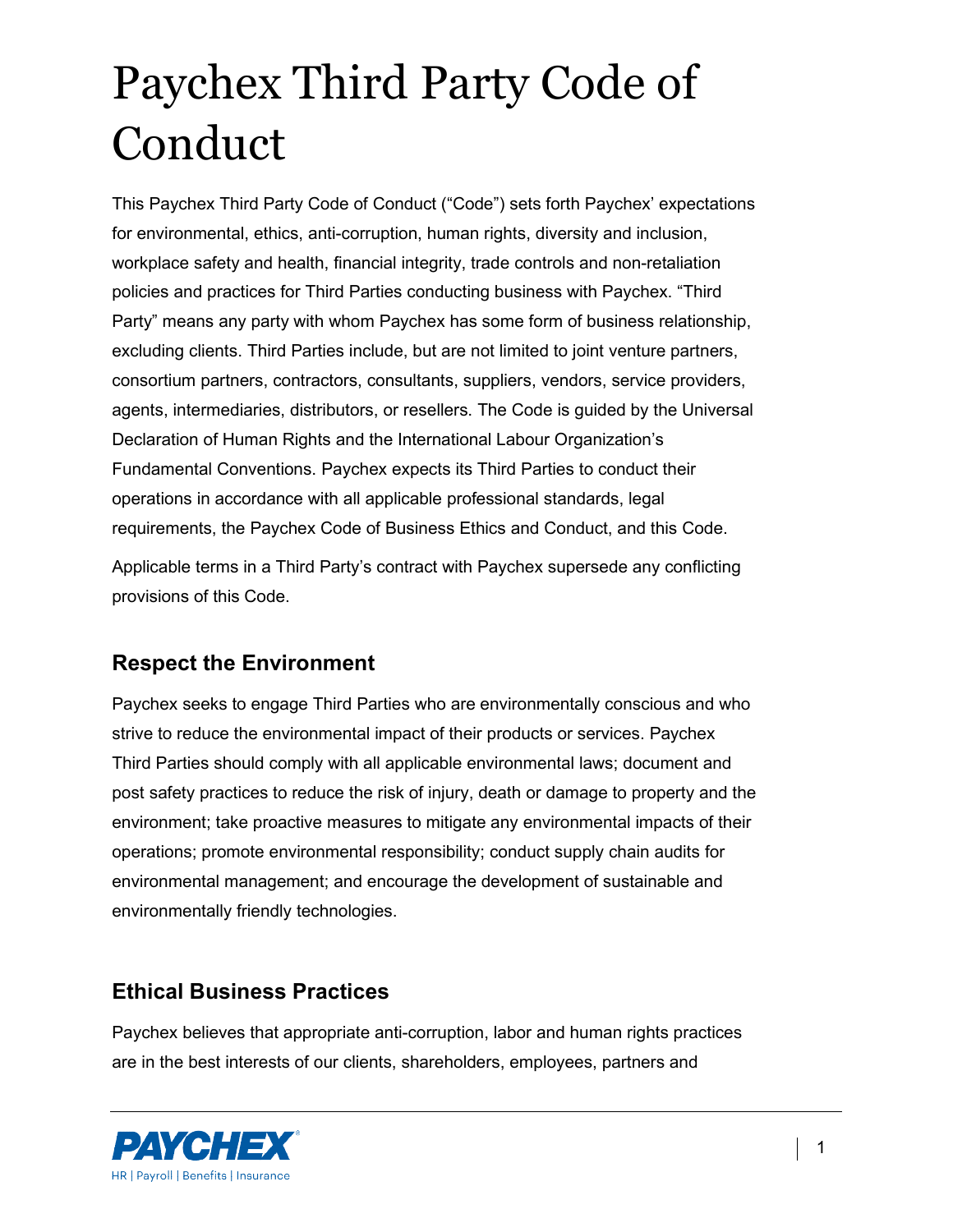# Paychex Third Party Code of Conduct

This Paychex Third Party Code of Conduct ("Code") sets forth Paychex' expectations for environmental, ethics, anti-corruption, human rights, diversity and inclusion, workplace safety and health, financial integrity, trade controls and non-retaliation policies and practices for Third Parties conducting business with Paychex. "Third Party" means any party with whom Paychex has some form of business relationship, excluding clients. Third Parties include, but are not limited to joint venture partners, consortium partners, contractors, consultants, suppliers, vendors, service providers, agents, intermediaries, distributors, or resellers. The Code is guided by the Universal Declaration of Human Rights and the International Labour Organization's Fundamental Conventions. Paychex expects its Third Parties to conduct their operations in accordance with all applicable professional standards, legal requirements, the Paychex Code of Business Ethics and Conduct, and this Code.

Applicable terms in a Third Party's contract with Paychex supersede any conflicting provisions of this Code.

## Respect the Environment

Paychex seeks to engage Third Parties who are environmentally conscious and who strive to reduce the environmental impact of their products or services. Paychex Third Parties should comply with all applicable environmental laws; document and post safety practices to reduce the risk of injury, death or damage to property and the environment; take proactive measures to mitigate any environmental impacts of their operations; promote environmental responsibility; conduct supply chain audits for environmental management; and encourage the development of sustainable and environmentally friendly technologies.

## Ethical Business Practices

Paychex believes that appropriate anti-corruption, labor and human rights practices are in the best interests of our clients, shareholders, employees, partners and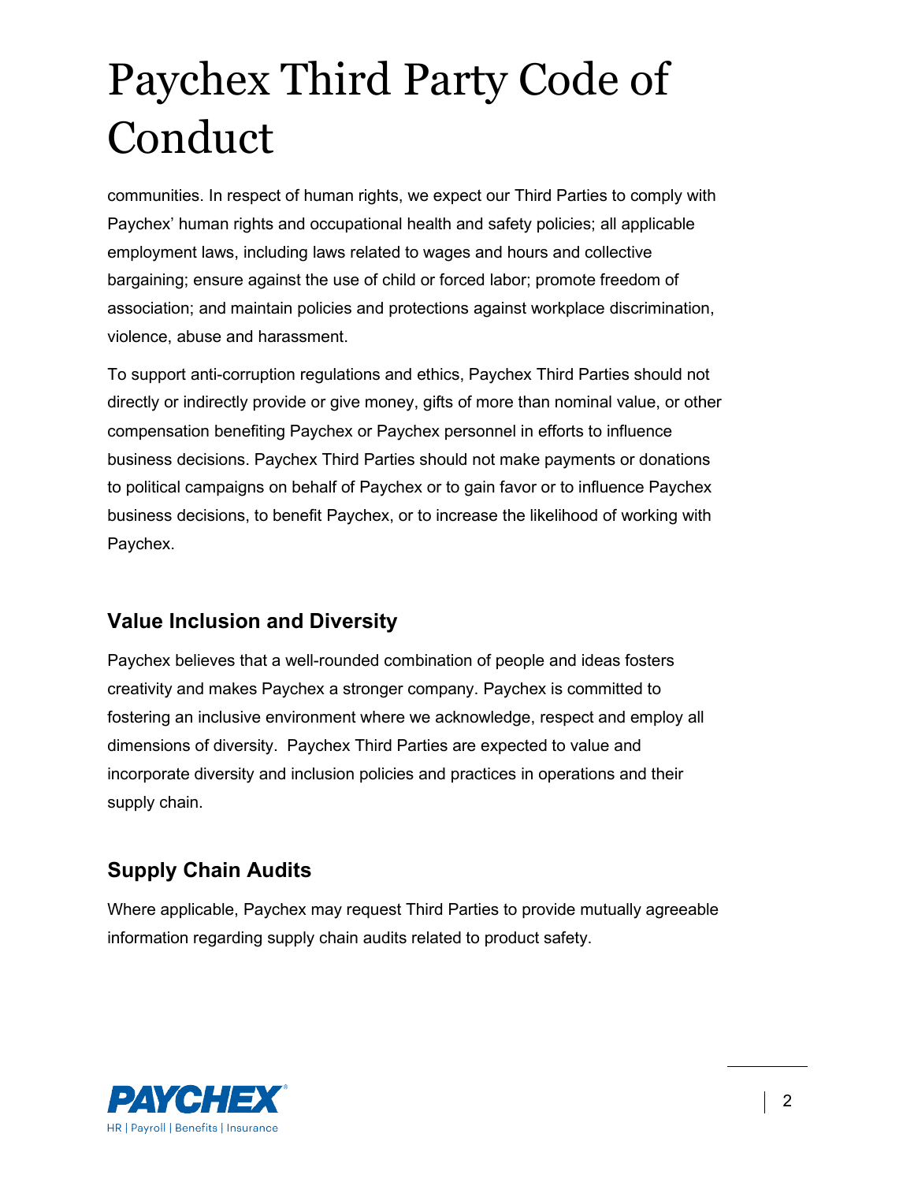communities. In respect of human rights, we expect our Third Parties to comply with Paychex' human rights and occupational health and safety policies; all applicable employment laws, including laws related to wages and hours and collective bargaining; ensure against the use of child or forced labor; promote freedom of association; and maintain policies and protections against workplace discrimination, violence, abuse and harassment.

To support anti-corruption regulations and ethics, Paychex Third Parties should not directly or indirectly provide or give money, gifts of more than nominal value, or other compensation benefiting Paychex or Paychex personnel in efforts to influence business decisions. Paychex Third Parties should not make payments or donations to political campaigns on behalf of Paychex or to gain favor or to influence Paychex business decisions, to benefit Paychex, or to increase the likelihood of working with Paychex.

## Value Inclusion and Diversity

Paychex believes that a well-rounded combination of people and ideas fosters creativity and makes Paychex a stronger company. Paychex is committed to fostering an inclusive environment where we acknowledge, respect and employ all dimensions of diversity. Paychex Third Parties are expected to value and incorporate diversity and inclusion policies and practices in operations and their supply chain.

## Supply Chain Audits

Where applicable, Paychex may request Third Parties to provide mutually agreeable information regarding supply chain audits related to product safety.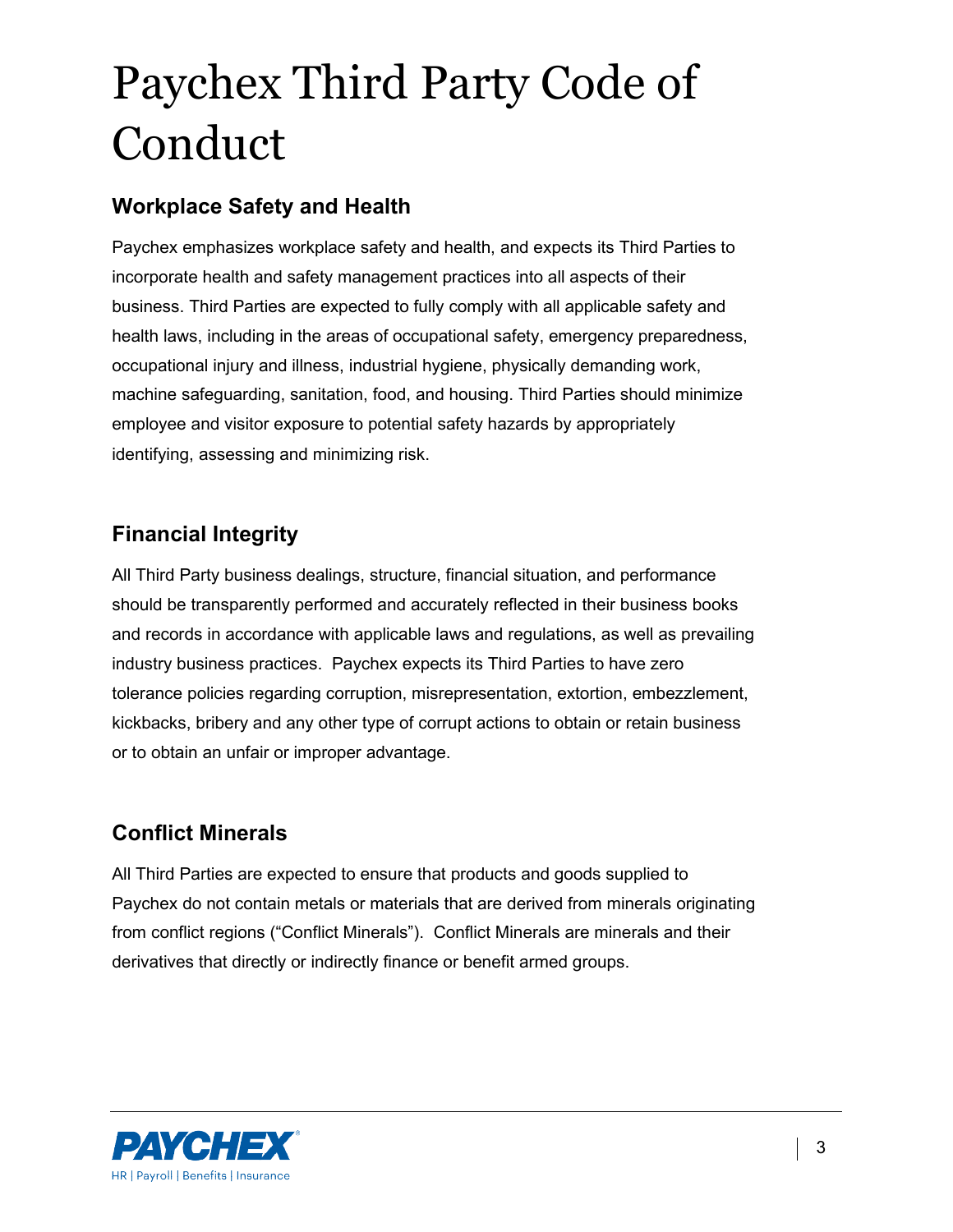# Paychex Third Party Code of Conduct

## Workplace Safety and Health

Paychex emphasizes workplace safety and health, and expects its Third Parties to incorporate health and safety management practices into all aspects of their business. Third Parties are expected to fully comply with all applicable safety and health laws, including in the areas of occupational safety, emergency preparedness, occupational injury and illness, industrial hygiene, physically demanding work, machine safeguarding, sanitation, food, and housing. Third Parties should minimize employee and visitor exposure to potential safety hazards by appropriately identifying, assessing and minimizing risk.

## Financial Integrity

All Third Party business dealings, structure, financial situation, and performance should be transparently performed and accurately reflected in their business books and records in accordance with applicable laws and regulations, as well as prevailing industry business practices. Paychex expects its Third Parties to have zero tolerance policies regarding corruption, misrepresentation, extortion, embezzlement, kickbacks, bribery and any other type of corrupt actions to obtain or retain business or to obtain an unfair or improper advantage.

## Conflict Minerals

All Third Parties are expected to ensure that products and goods supplied to Paychex do not contain metals or materials that are derived from minerals originating from conflict regions ("Conflict Minerals"). Conflict Minerals are minerals and their derivatives that directly or indirectly finance or benefit armed groups.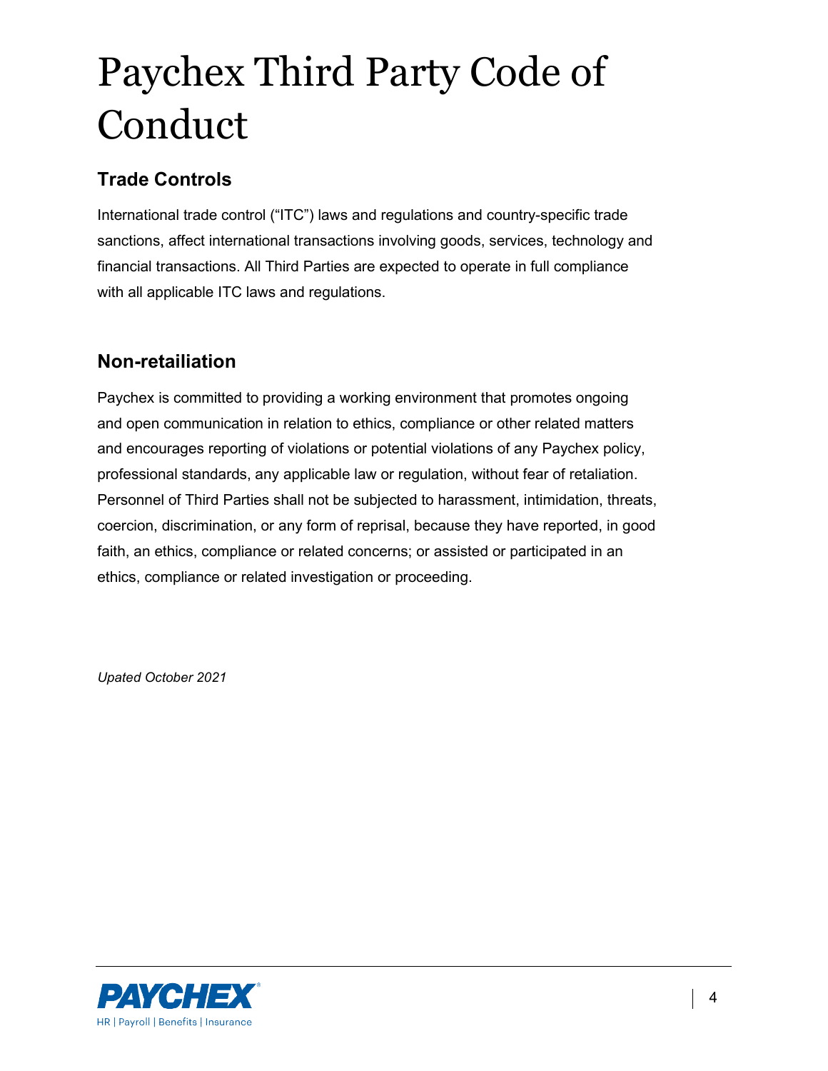# Paychex Third Party Code of Conduct

## Trade Controls

International trade control ("ITC") laws and regulations and country-specific trade sanctions, affect international transactions involving goods, services, technology and financial transactions. All Third Parties are expected to operate in full compliance with all applicable ITC laws and regulations.

## Non-retailiation

Paychex is committed to providing a working environment that promotes ongoing and open communication in relation to ethics, compliance or other related matters and encourages reporting of violations or potential violations of any Paychex policy, professional standards, any applicable law or regulation, without fear of retaliation. Personnel of Third Parties shall not be subjected to harassment, intimidation, threats, coercion, discrimination, or any form of reprisal, because they have reported, in good faith, an ethics, compliance or related concerns; or assisted or participated in an ethics, compliance or related investigation or proceeding.

*Upated October 2021*